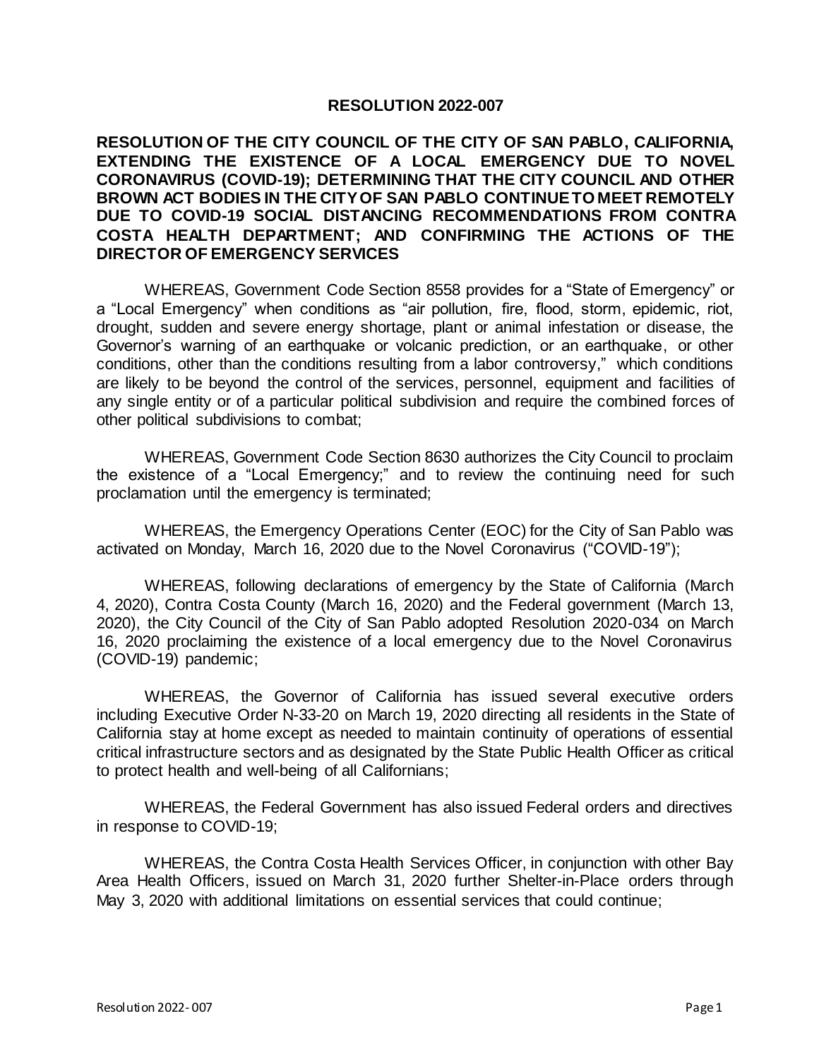# RESOLUTION 2022-007

**RESOLUTION OF THE CITY COUNCIL OF THE CITY OF SAN PABLO, CALIFORNIA, EXTENDING THE EXISTENCE OF A LOCAL EMERGENCY DUE TO NOVEL CORONAVIRUS (COVID-19); DETERMINING THAT THE CITY COUNCIL AND OTHER BROWN ACT BODIES IN THE CITY OF SAN PABLO CONTINUE TO MEET REMOTELY DUE TO COVID-19 SOCIAL DISTANCING RECOMMENDATIONS FROM CONTRA COSTA HEALTH DEPARTMENT; AND CONFIRMING THE ACTIONS OF THE DIRECTOR OF EMERGENCY SERVICES**

WHEREAS, Government Code Section 8558 provides for a "State of Emergency" or a "Local Emergency" when conditions as "air pollution, fire, flood, storm, epidemic, riot, drought, sudden and severe energy shortage, plant or animal infestation or disease, the Governor's warning of an earthquake or volcanic prediction, or an earthquake, or other conditions, other than the conditions resulting from a labor controversy," which conditions are likely to be beyond the control of the services, personnel, equipment and facilities of any single entity or of a particular political subdivision and require the combined forces of other political subdivisions to combat;

WHEREAS, Government Code Section 8630 authorizes the City Council to proclaim the existence of a "Local Emergency;" and to review the continuing need for such proclamation until the emergency is terminated;

WHEREAS, the Emergency Operations Center (EOC) for the City of San Pablo was activated on Monday, March 16, 2020 due to the Novel Coronavirus ("COVID-19");

WHEREAS, following declarations of emergency by the State of California (March 4, 2020), Contra Costa County (March 16, 2020) and the Federal government (March 13, 2020), the City Council of the City of San Pablo adopted Resolution 2020-034 on March 16, 2020 proclaiming the existence of a local emergency due to the Novel Coronavirus (COVID-19) pandemic;

WHEREAS, the Governor of California has issued several executive orders including Executive Order N-33-20 on March 19, 2020 directing all residents in the State of California stay at home except as needed to maintain continuity of operations of essential critical infrastructure sectors and as designated by the State Public Health Officer as critical to protect health and well-being of all Californians;

WHEREAS, the Federal Government has also issued Federal orders and directives in response to COVID-19;

WHEREAS, the Contra Costa Health Services Officer, in conjunction with other Bay Area Health Officers, issued on March 31, 2020 further Shelter-in-Place orders through May 3, 2020 with additional limitations on essential services that could continue;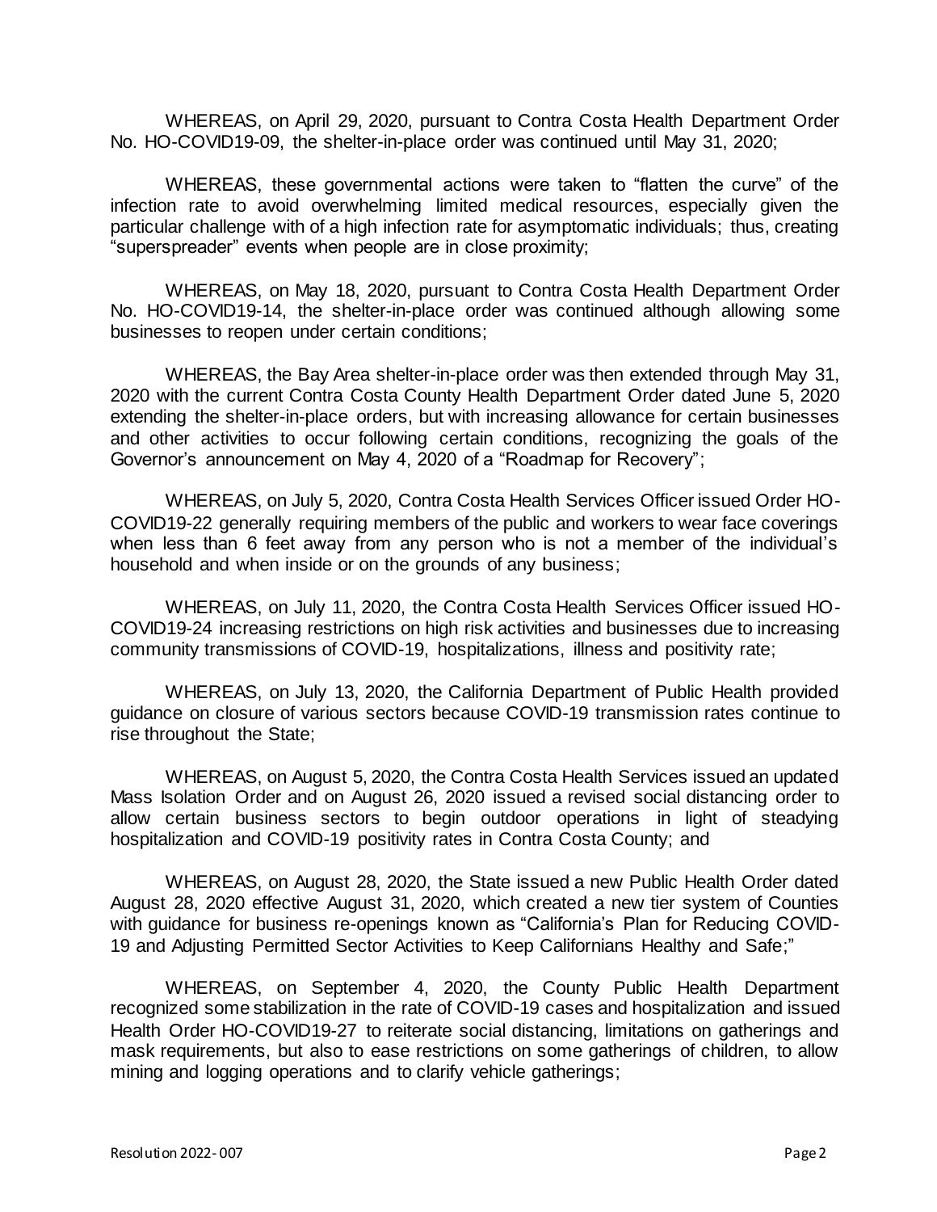WHEREAS, on April 29, 2020, pursuant to Contra Costa Health Department Order No. HO-COVID19-09, the shelter-in-place order was continued until May 31, 2020;

WHEREAS, these governmental actions were taken to "flatten the curve" of the infection rate to avoid overwhelming limited medical resources, especially given the particular challenge with of a high infection rate for asymptomatic individuals; thus, creating "superspreader" events when people are in close proximity;

WHEREAS, on May 18, 2020, pursuant to Contra Costa Health Department Order No. HO-COVID19-14, the shelter-in-place order was continued although allowing some businesses to reopen under certain conditions;

WHEREAS, the Bay Area shelter-in-place order was then extended through May 31, 2020 with the current Contra Costa County Health Department Order dated June 5, 2020 extending the shelter-in-place orders, but with increasing allowance for certain businesses and other activities to occur following certain conditions, recognizing the goals of the Governor's announcement on May 4, 2020 of a "Roadmap for Recovery";

WHEREAS, on July 5, 2020, Contra Costa Health Services Officer issued Order HO-COVID19-22 generally requiring members of the public and workers to wear face coverings when less than 6 feet away from any person who is not a member of the individual's household and when inside or on the grounds of any business;

WHEREAS, on July 11, 2020, the Contra Costa Health Services Officer issued HO-COVID19-24 increasing restrictions on high risk activities and businesses due to increasing community transmissions of COVID-19, hospitalizations, illness and positivity rate;

WHEREAS, on July 13, 2020, the California Department of Public Health provided guidance on closure of various sectors because COVID-19 transmission rates continue to rise throughout the State;

WHEREAS, on August 5, 2020, the Contra Costa Health Services issued an updated Mass Isolation Order and on August 26, 2020 issued a revised social distancing order to allow certain business sectors to begin outdoor operations in light of steadying hospitalization and COVID-19 positivity rates in Contra Costa County; and

WHEREAS, on August 28, 2020, the State issued a new Public Health Order dated August 28, 2020 effective August 31, 2020, which created a new tier system of Counties with guidance for business re-openings known as "California's Plan for Reducing COVID-19 and Adjusting Permitted Sector Activities to Keep Californians Healthy and Safe;"

WHEREAS, on September 4, 2020, the County Public Health Department recognized some stabilization in the rate of COVID-19 cases and hospitalization and issued Health Order HO-COVID19-27 to reiterate social distancing, limitations on gatherings and mask requirements, but also to ease restrictions on some gatherings of children, to allow mining and logging operations and to clarify vehicle gatherings;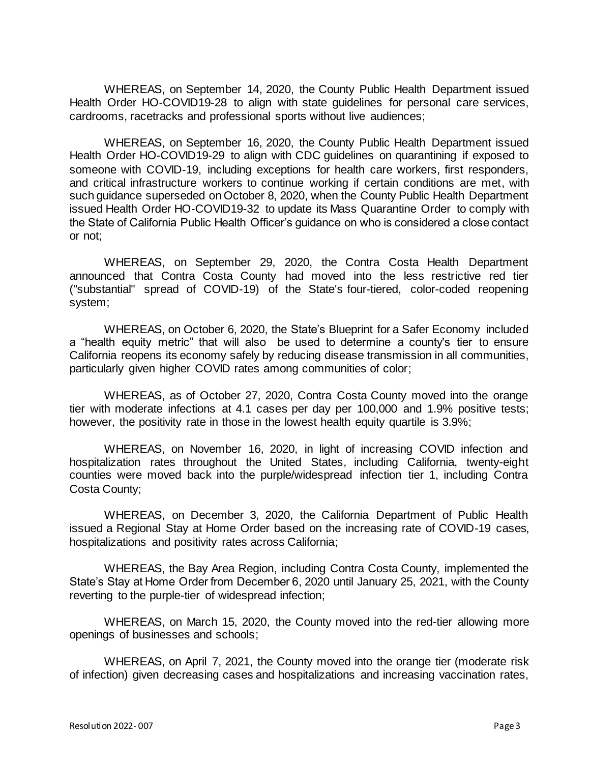WHEREAS, on September 14, 2020, the County Public Health Department issued Health Order HO-COVID19-28 to align with state guidelines for personal care services, cardrooms, racetracks and professional sports without live audiences;

WHEREAS, on September 16, 2020, the County Public Health Department issued Health Order HO-COVID19-29 to align with CDC guidelines on quarantining if exposed to someone with COVID-19, including exceptions for health care workers, first responders, and critical infrastructure workers to continue working if certain conditions are met, with such guidance superseded on October 8, 2020, when the County Public Health Department issued Health Order HO-COVID19-32 to update its Mass Quarantine Order to comply with the State of California Public Health Officer's guidance on who is considered a close contact or not;

WHEREAS, on September 29, 2020, the Contra Costa Health Department announced that Contra Costa County had moved into the less restrictive red tier ("substantial" spread of COVID-19) of the State's four-tiered, color-coded reopening system;

WHEREAS, on October 6, 2020, the State's Blueprint for a Safer Economy included a "health equity metric" that will also be used to determine a county's tier to ensure California reopens its economy safely by reducing disease transmission in all communities, particularly given higher COVID rates among communities of color;

WHEREAS, as of October 27, 2020, Contra Costa County moved into the orange tier with moderate infections at 4.1 cases per day per 100,000 and 1.9% positive tests; however, the positivity rate in those in the lowest health equity quartile is 3.9%;

WHEREAS, on November 16, 2020, in light of increasing COVID infection and hospitalization rates throughout the United States, including California, twenty-eight counties were moved back into the purple/widespread infection tier 1, including Contra Costa County;

WHEREAS, on December 3, 2020, the California Department of Public Health issued a Regional Stay at Home Order based on the increasing rate of COVID-19 cases, hospitalizations and positivity rates across California;

WHEREAS, the Bay Area Region, including Contra Costa County, implemented the State's Stay at Home Order from December 6, 2020 until January 25, 2021, with the County reverting to the purple-tier of widespread infection;

WHEREAS, on March 15, 2020, the County moved into the red-tier allowing more openings of businesses and schools;

WHEREAS, on April 7, 2021, the County moved into the orange tier (moderate risk of infection) given decreasing cases and hospitalizations and increasing vaccination rates,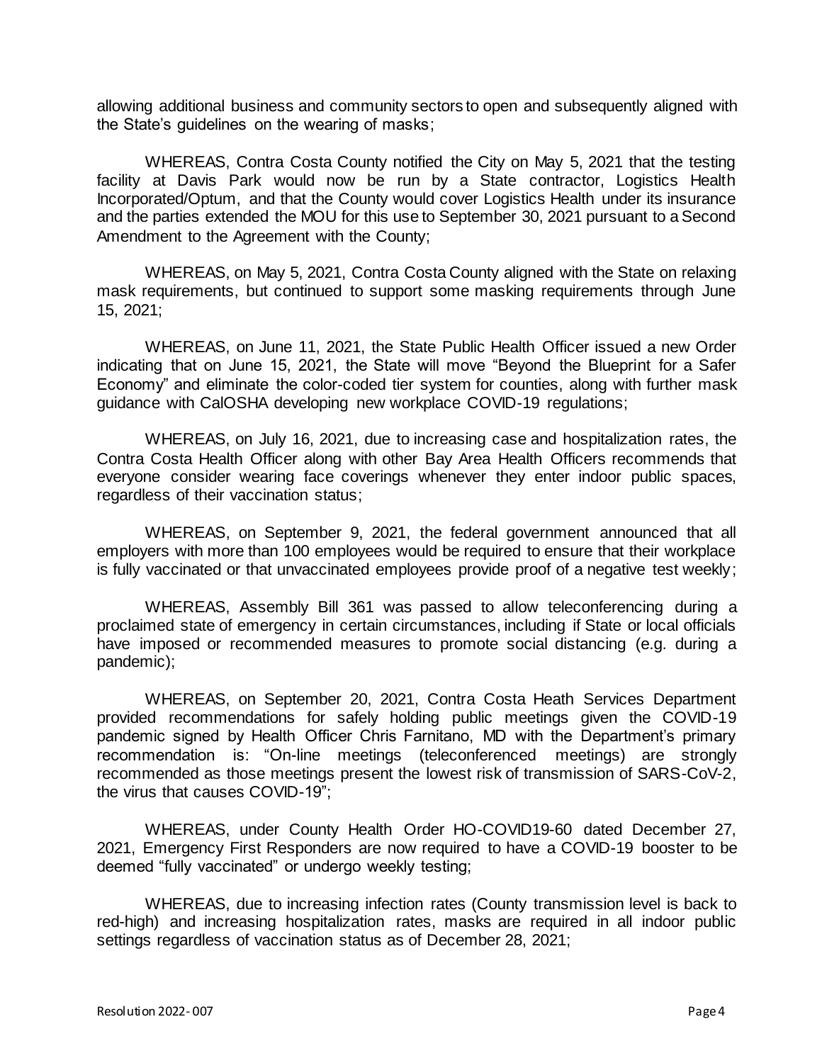allowing additional business and community sectors to open and subsequently aligned with the State's guidelines on the wearing of masks;

WHEREAS, Contra Costa County notified the City on May 5, 2021 that the testing facility at Davis Park would now be run by a State contractor, Logistics Health Incorporated/Optum, and that the County would cover Logistics Health under its insurance and the parties extended the MOU for this use to September 30, 2021 pursuant to a Second Amendment to the Agreement with the County;

WHEREAS, on May 5, 2021, Contra Costa County aligned with the State on relaxing mask requirements, but continued to support some masking requirements through June 15, 2021;

WHEREAS, on June 11, 2021, the State Public Health Officer issued a new Order indicating that on June 15, 2021, the State will move "Beyond the Blueprint for a Safer Economy" and eliminate the color-coded tier system for counties, along with further mask guidance with CalOSHA developing new workplace COVID-19 regulations;

WHEREAS, on July 16, 2021, due to increasing case and hospitalization rates, the Contra Costa Health Officer along with other Bay Area Health Officers recommends that everyone consider wearing face coverings whenever they enter indoor public spaces, regardless of their vaccination status;

WHEREAS, on September 9, 2021, the federal government announced that all employers with more than 100 employees would be required to ensure that their workplace is fully vaccinated or that unvaccinated employees provide proof of a negative test weekly;

WHEREAS, Assembly Bill 361 was passed to allow teleconferencing during a proclaimed state of emergency in certain circumstances, including if State or local officials have imposed or recommended measures to promote social distancing (e.g. during a pandemic);

WHEREAS, on September 20, 2021, Contra Costa Heath Services Department provided recommendations for safely holding public meetings given the COVID-19 pandemic signed by Health Officer Chris Farnitano, MD with the Department's primary recommendation is: "On-line meetings (teleconferenced meetings) are strongly recommended as those meetings present the lowest risk of transmission of SARS-CoV-2, the virus that causes COVID-19";

WHEREAS, under County Health Order HO-COVID19-60 dated December 27, 2021, Emergency First Responders are now required to have a COVID-19 booster to be deemed "fully vaccinated" or undergo weekly testing;

WHEREAS, due to increasing infection rates (County transmission level is back to red-high) and increasing hospitalization rates, masks are required in all indoor public settings regardless of vaccination status as of December 28, 2021;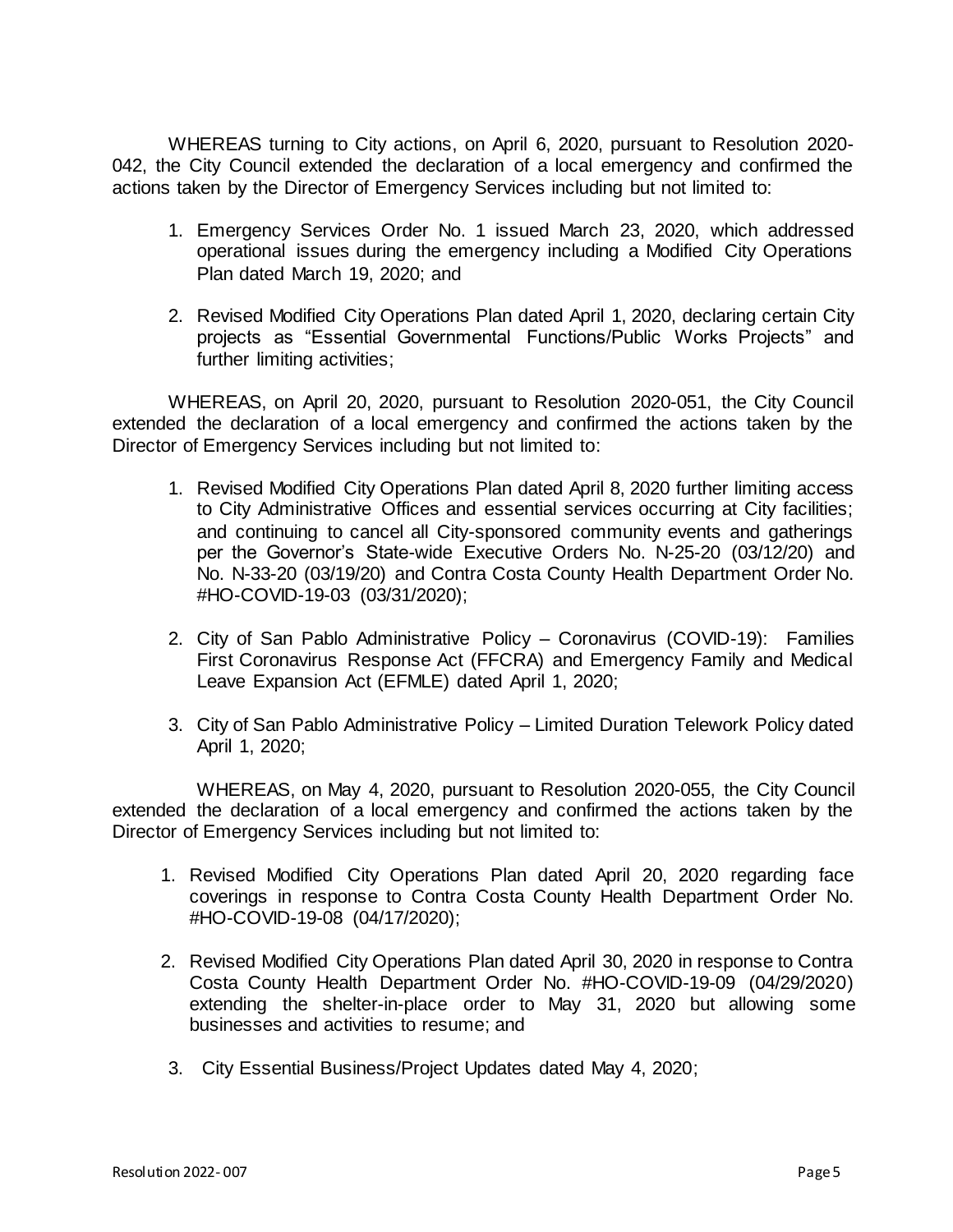WHEREAS turning to City actions, on April 6, 2020, pursuant to Resolution 2020-042, the City Council extended the declaration of a local emergency and confirmed the actions taken by the Director of Emergency Services including but not limited to:

1. Emergency Services Order No. 1 issued March 23, 2020, which addressed operational issues during the emergency including a Modified City Operations Plan dated March 19, 2020; and

2. Revised Modified City Operations Plan dated April 1, 2020, declaring certain City projects as "Essential Governmental Functions/Public Works Projects" and further limiting activities;

WHEREAS, on April 20, 2020, pursuant to Resolution 2020-051, the City Council extended the declaration of a local emergency and confirmed the actions taken by the Director of Emergency Services including but not limited to:

1. Revised Modified City Operations Plan dated April 8, 2020 further limiting access to City Administrative Offices and essential services occurring at City facilities; and continuing to cancel all City-sponsored community events and gatherings per the Governor's State-wide Executive Orders No. N-25-20 (03/12/20) and No. N-33-20 (03/19/20) and Contra Costa County Health Department Order No. #HO-COVID-19-03 (03/31/2020);

2. City of San Pablo Administrative Policy – Coronavirus (COVID-19): Families First Coronavirus Response Act (FFCRA) and Emergency Family and Medical Leave Expansion Act (EFMLE) dated April 1, 2020;

3. City of San Pablo Administrative Policy – Limited Duration Telework Policy dated April 1, 2020;

WHEREAS, on May 4, 2020, pursuant to Resolution 2020-055, the City Council extended the declaration of a local emergency and confirmed the actions taken by the Director of Emergency Services including but not limited to:

1. Revised Modified City Operations Plan dated April 20, 2020 regarding face coverings in response to Contra Costa County Health Department Order No. #HO-COVID-19-08 (04/17/2020);

2. Revised Modified City Operations Plan dated April 30, 2020 in response to Contra Costa County Health Department Order No. #HO-COVID-19-09 (04/29/2020) extending the shelter-in-place order to May 31, 2020 but allowing some businesses and activities to resume; and

3. City Essential Business/Project Updates dated May 4, 2020;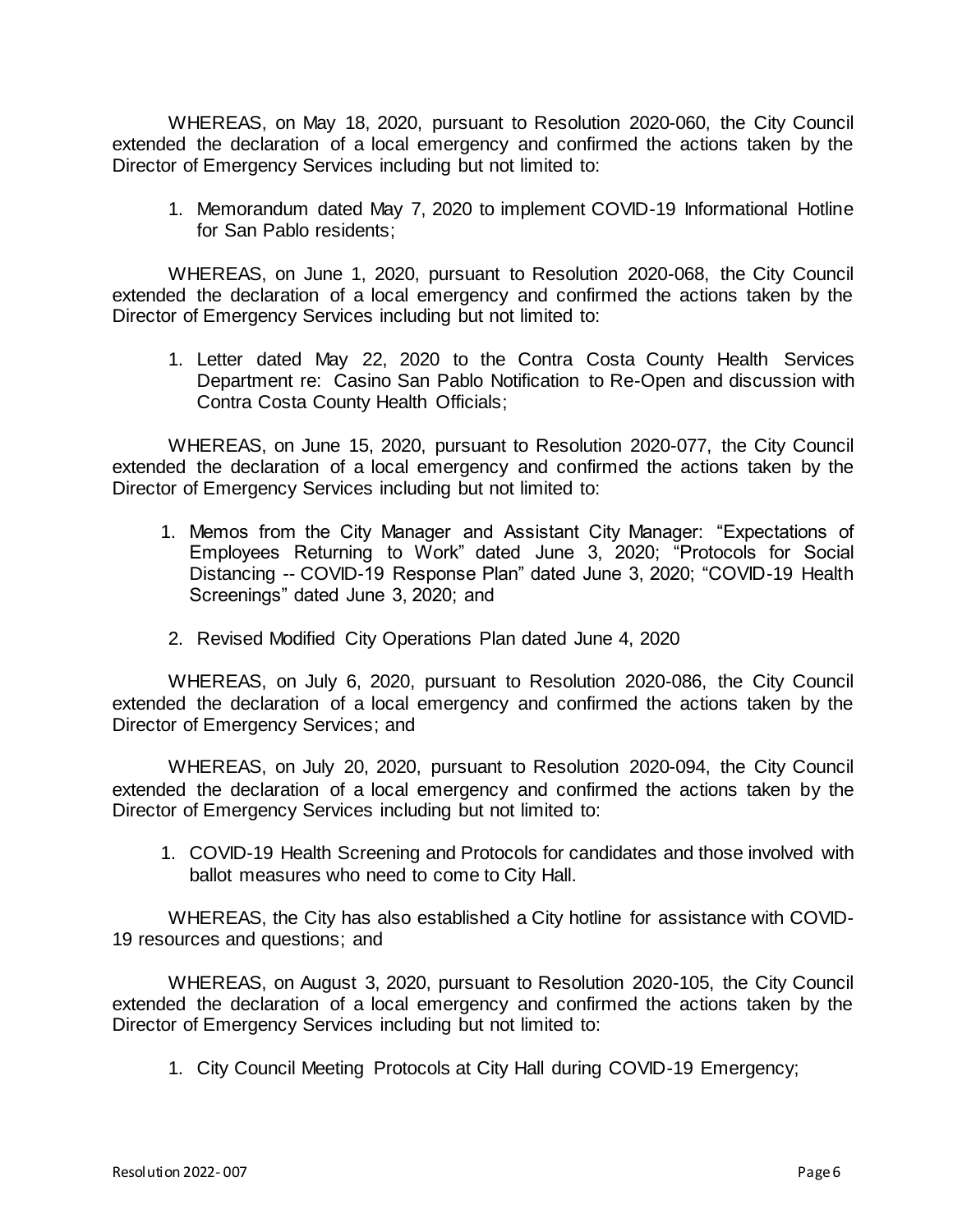WHEREAS, on May 18, 2020, pursuant to Resolution 2020-060, the City Council extended the declaration of a local emergency and confirmed the actions taken by the Director of Emergency Services including but not limited to:

1. Memorandum dated May 7, 2020 to implement COVID-19 Informational Hotline for San Pablo residents;

WHEREAS, on June 1, 2020, pursuant to Resolution 2020-068, the City Council extended the declaration of a local emergency and confirmed the actions taken by the Director of Emergency Services including but not limited to:

1. Letter dated May 22, 2020 to the Contra Costa County Health Services Department re: Casino San Pablo Notification to Re-Open and discussion with Contra Costa County Health Officials;

WHEREAS, on June 15, 2020, pursuant to Resolution 2020-077, the City Council extended the declaration of a local emergency and confirmed the actions taken by the Director of Emergency Services including but not limited to:

1. Memos from the City Manager and Assistant City Manager: "Expectations of Employees Returning to Work" dated June 3, 2020; "Protocols for Social Distancing -- COVID-19 Response Plan" dated June 3, 2020; "COVID-19 Health Screenings" dated June 3, 2020; and
2. Revised Modified City Operations Plan dated June 4, 2020

WHEREAS, on July 6, 2020, pursuant to Resolution 2020-086, the City Council extended the declaration of a local emergency and confirmed the actions taken by the Director of Emergency Services; and

WHEREAS, on July 20, 2020, pursuant to Resolution 2020-094, the City Council extended the declaration of a local emergency and confirmed the actions taken by the Director of Emergency Services including but not limited to:

1. COVID-19 Health Screening and Protocols for candidates and those involved with ballot measures who need to come to City Hall.

WHEREAS, the City has also established a City hotline for assistance with COVID-19 resources and questions; and

WHEREAS, on August 3, 2020, pursuant to Resolution 2020-105, the City Council extended the declaration of a local emergency and confirmed the actions taken by the Director of Emergency Services including but not limited to:

1. City Council Meeting Protocols at City Hall during COVID-19 Emergency;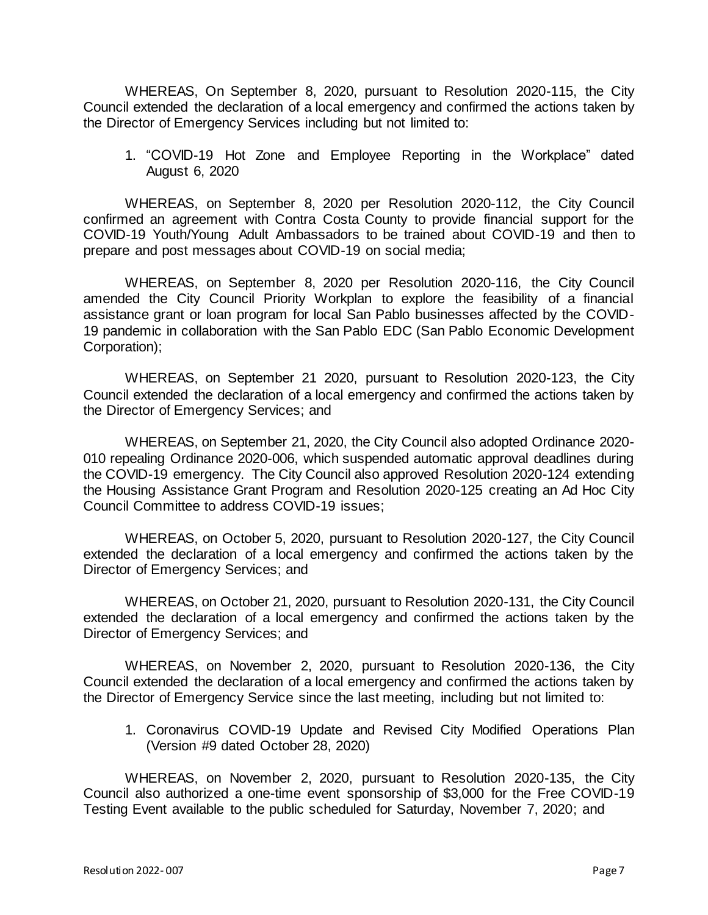WHEREAS, On September 8, 2020, pursuant to Resolution 2020-115, the City Council extended the declaration of a local emergency and confirmed the actions taken by the Director of Emergency Services including but not limited to:

1. "COVID-19 Hot Zone and Employee Reporting in the Workplace" dated August 6, 2020

WHEREAS, on September 8, 2020 per Resolution 2020-112, the City Council confirmed an agreement with Contra Costa County to provide financial support for the COVID-19 Youth/Young Adult Ambassadors to be trained about COVID-19 and then to prepare and post messages about COVID-19 on social media;

WHEREAS, on September 8, 2020 per Resolution 2020-116, the City Council amended the City Council Priority Workplan to explore the feasibility of a financial assistance grant or loan program for local San Pablo businesses affected by the COVID-19 pandemic in collaboration with the San Pablo EDC (San Pablo Economic Development Corporation);

WHEREAS, on September 21 2020, pursuant to Resolution 2020-123, the City Council extended the declaration of a local emergency and confirmed the actions taken by the Director of Emergency Services; and

WHEREAS, on September 21, 2020, the City Council also adopted Ordinance 2020-010 repealing Ordinance 2020-006, which suspended automatic approval deadlines during the COVID-19 emergency. The City Council also approved Resolution 2020-124 extending the Housing Assistance Grant Program and Resolution 2020-125 creating an Ad Hoc City Council Committee to address COVID-19 issues;

WHEREAS, on October 5, 2020, pursuant to Resolution 2020-127, the City Council extended the declaration of a local emergency and confirmed the actions taken by the Director of Emergency Services; and

WHEREAS, on October 21, 2020, pursuant to Resolution 2020-131, the City Council extended the declaration of a local emergency and confirmed the actions taken by the Director of Emergency Services; and

WHEREAS, on November 2, 2020, pursuant to Resolution 2020-136, the City Council extended the declaration of a local emergency and confirmed the actions taken by the Director of Emergency Service since the last meeting, including but not limited to:

1. Coronavirus COVID-19 Update and Revised City Modified Operations Plan (Version #9 dated October 28, 2020)

WHEREAS, on November 2, 2020, pursuant to Resolution 2020-135, the City Council also authorized a one-time event sponsorship of $3,000 for the Free COVID-19 Testing Event available to the public scheduled for Saturday, November 7, 2020; and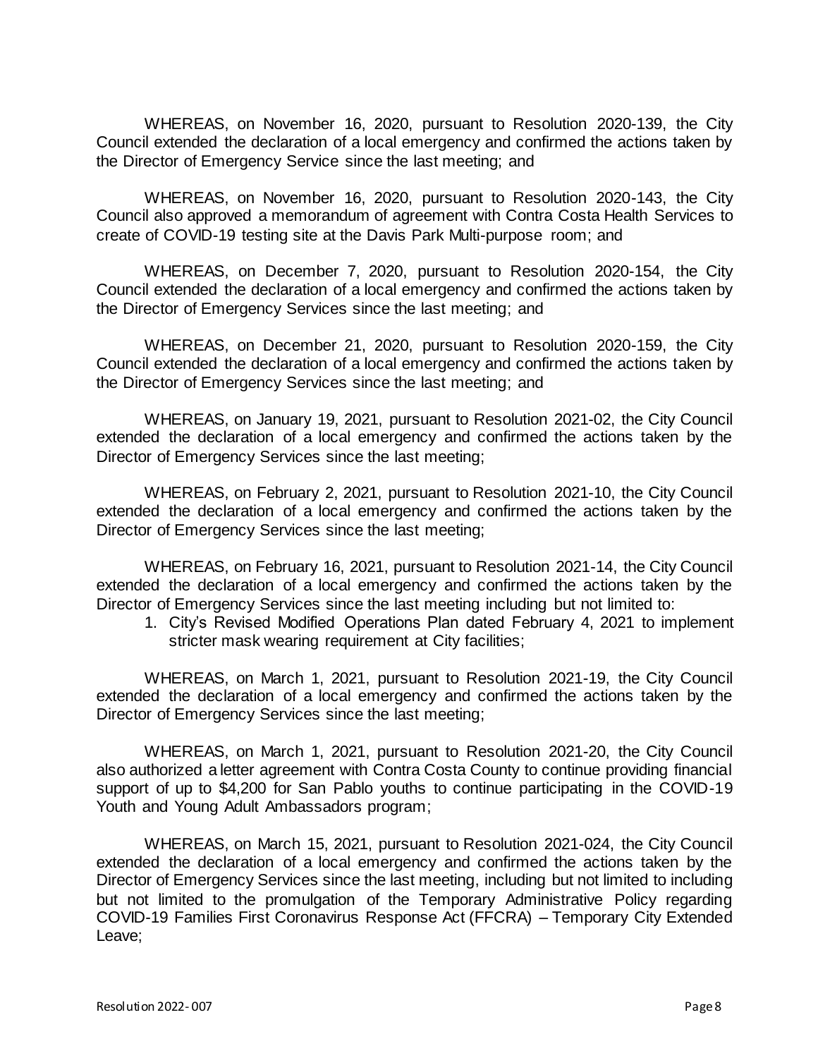WHEREAS, on November 16, 2020, pursuant to Resolution 2020-139, the City Council extended the declaration of a local emergency and confirmed the actions taken by the Director of Emergency Service since the last meeting; and

WHEREAS, on November 16, 2020, pursuant to Resolution 2020-143, the City Council also approved a memorandum of agreement with Contra Costa Health Services to create of COVID-19 testing site at the Davis Park Multi-purpose room; and

WHEREAS, on December 7, 2020, pursuant to Resolution 2020-154, the City Council extended the declaration of a local emergency and confirmed the actions taken by the Director of Emergency Services since the last meeting; and

WHEREAS, on December 21, 2020, pursuant to Resolution 2020-159, the City Council extended the declaration of a local emergency and confirmed the actions taken by the Director of Emergency Services since the last meeting; and

WHEREAS, on January 19, 2021, pursuant to Resolution 2021-02, the City Council extended the declaration of a local emergency and confirmed the actions taken by the Director of Emergency Services since the last meeting;

WHEREAS, on February 2, 2021, pursuant to Resolution 2021-10, the City Council extended the declaration of a local emergency and confirmed the actions taken by the Director of Emergency Services since the last meeting;

WHEREAS, on February 16, 2021, pursuant to Resolution 2021-14, the City Council extended the declaration of a local emergency and confirmed the actions taken by the Director of Emergency Services since the last meeting including but not limited to:

1. City's Revised Modified Operations Plan dated February 4, 2021 to implement stricter mask wearing requirement at City facilities;

WHEREAS, on March 1, 2021, pursuant to Resolution 2021-19, the City Council extended the declaration of a local emergency and confirmed the actions taken by the Director of Emergency Services since the last meeting;

WHEREAS, on March 1, 2021, pursuant to Resolution 2021-20, the City Council also authorized a letter agreement with Contra Costa County to continue providing financial support of up to $4,200 for San Pablo youths to continue participating in the COVID-19 Youth and Young Adult Ambassadors program;

WHEREAS, on March 15, 2021, pursuant to Resolution 2021-024, the City Council extended the declaration of a local emergency and confirmed the actions taken by the Director of Emergency Services since the last meeting, including but not limited to including but not limited to the promulgation of the Temporary Administrative Policy regarding COVID-19 Families First Coronavirus Response Act (FFCRA) – Temporary City Extended Leave;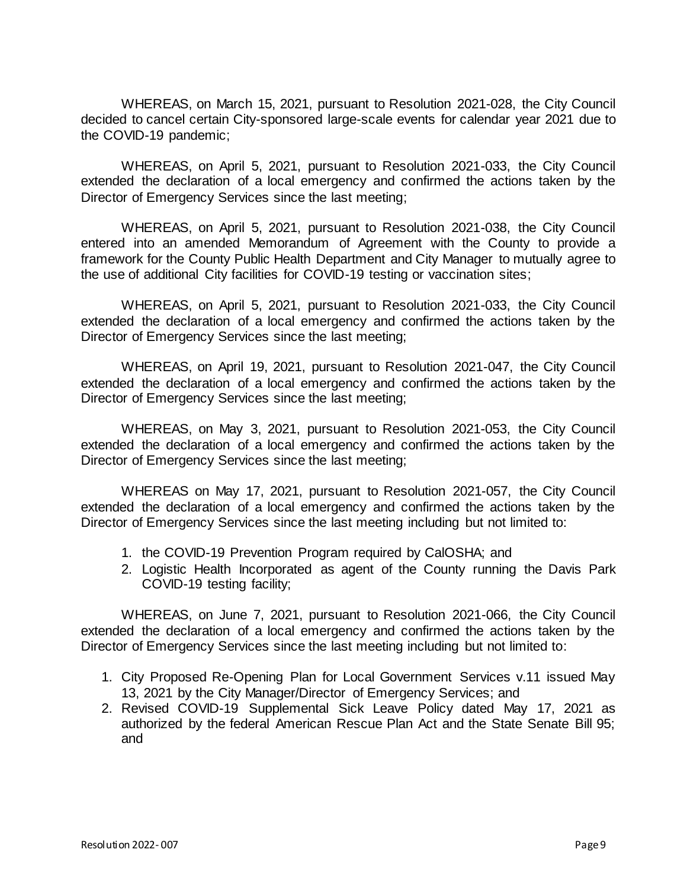WHEREAS, on March 15, 2021, pursuant to Resolution 2021-028, the City Council decided to cancel certain City-sponsored large-scale events for calendar year 2021 due to the COVID-19 pandemic;

WHEREAS, on April 5, 2021, pursuant to Resolution 2021-033, the City Council extended the declaration of a local emergency and confirmed the actions taken by the Director of Emergency Services since the last meeting;

WHEREAS, on April 5, 2021, pursuant to Resolution 2021-038, the City Council entered into an amended Memorandum of Agreement with the County to provide a framework for the County Public Health Department and City Manager to mutually agree to the use of additional City facilities for COVID-19 testing or vaccination sites;

WHEREAS, on April 5, 2021, pursuant to Resolution 2021-033, the City Council extended the declaration of a local emergency and confirmed the actions taken by the Director of Emergency Services since the last meeting;

WHEREAS, on April 19, 2021, pursuant to Resolution 2021-047, the City Council extended the declaration of a local emergency and confirmed the actions taken by the Director of Emergency Services since the last meeting;

WHEREAS, on May 3, 2021, pursuant to Resolution 2021-053, the City Council extended the declaration of a local emergency and confirmed the actions taken by the Director of Emergency Services since the last meeting;

WHEREAS on May 17, 2021, pursuant to Resolution 2021-057, the City Council extended the declaration of a local emergency and confirmed the actions taken by the Director of Emergency Services since the last meeting including but not limited to:

1. the COVID-19 Prevention Program required by CalOSHA; and
2. Logistic Health Incorporated as agent of the County running the Davis Park COVID-19 testing facility;

WHEREAS, on June 7, 2021, pursuant to Resolution 2021-066, the City Council extended the declaration of a local emergency and confirmed the actions taken by the Director of Emergency Services since the last meeting including but not limited to:

1. City Proposed Re-Opening Plan for Local Government Services v.11 issued May 13, 2021 by the City Manager/Director of Emergency Services; and
2. Revised COVID-19 Supplemental Sick Leave Policy dated May 17, 2021 as authorized by the federal American Rescue Plan Act and the State Senate Bill 95; and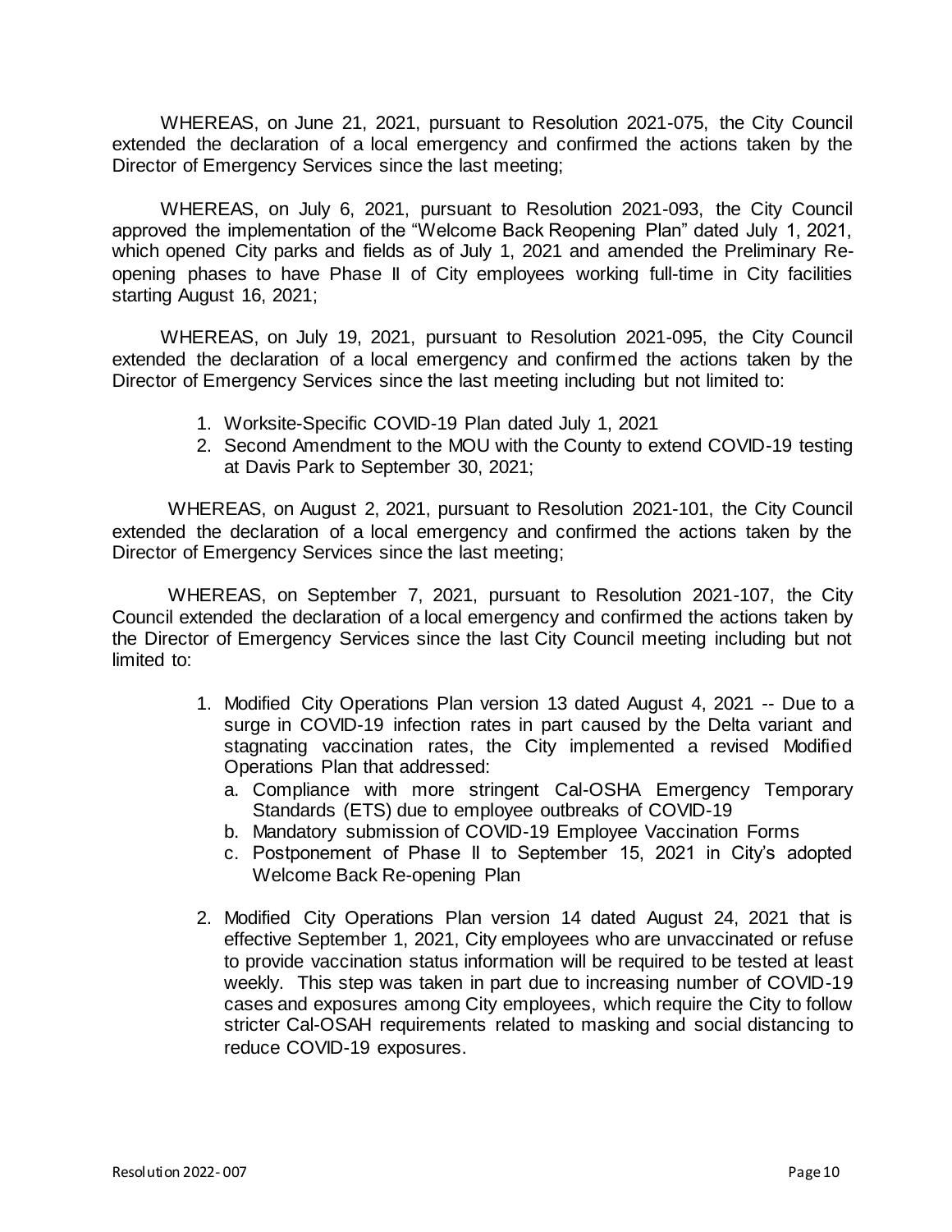WHEREAS, on June 21, 2021, pursuant to Resolution 2021-075, the City Council extended the declaration of a local emergency and confirmed the actions taken by the Director of Emergency Services since the last meeting;

WHEREAS, on July 6, 2021, pursuant to Resolution 2021-093, the City Council approved the implementation of the "Welcome Back Reopening Plan" dated July 1, 2021, which opened City parks and fields as of July 1, 2021 and amended the Preliminary Re-opening phases to have Phase II of City employees working full-time in City facilities starting August 16, 2021;

WHEREAS, on July 19, 2021, pursuant to Resolution 2021-095, the City Council extended the declaration of a local emergency and confirmed the actions taken by the Director of Emergency Services since the last meeting including but not limited to:

1. Worksite-Specific COVID-19 Plan dated July 1, 2021
2. Second Amendment to the MOU with the County to extend COVID-19 testing at Davis Park to September 30, 2021;

WHEREAS, on August 2, 2021, pursuant to Resolution 2021-101, the City Council extended the declaration of a local emergency and confirmed the actions taken by the Director of Emergency Services since the last meeting;

WHEREAS, on September 7, 2021, pursuant to Resolution 2021-107, the City Council extended the declaration of a local emergency and confirmed the actions taken by the Director of Emergency Services since the last City Council meeting including but not limited to:

1. Modified City Operations Plan version 13 dated August 4, 2021 -- Due to a surge in COVID-19 infection rates in part caused by the Delta variant and stagnating vaccination rates, the City implemented a revised Modified Operations Plan that addressed:
   a. Compliance with more stringent Cal-OSHA Emergency Temporary Standards (ETS) due to employee outbreaks of COVID-19
   b. Mandatory submission of COVID-19 Employee Vaccination Forms
   c. Postponement of Phase II to September 15, 2021 in City's adopted Welcome Back Re-opening Plan
2. Modified City Operations Plan version 14 dated August 24, 2021 that is effective September 1, 2021, City employees who are unvaccinated or refuse to provide vaccination status information will be required to be tested at least weekly. This step was taken in part due to increasing number of COVID-19 cases and exposures among City employees, which require the City to follow stricter Cal-OSAH requirements related to masking and social distancing to reduce COVID-19 exposures.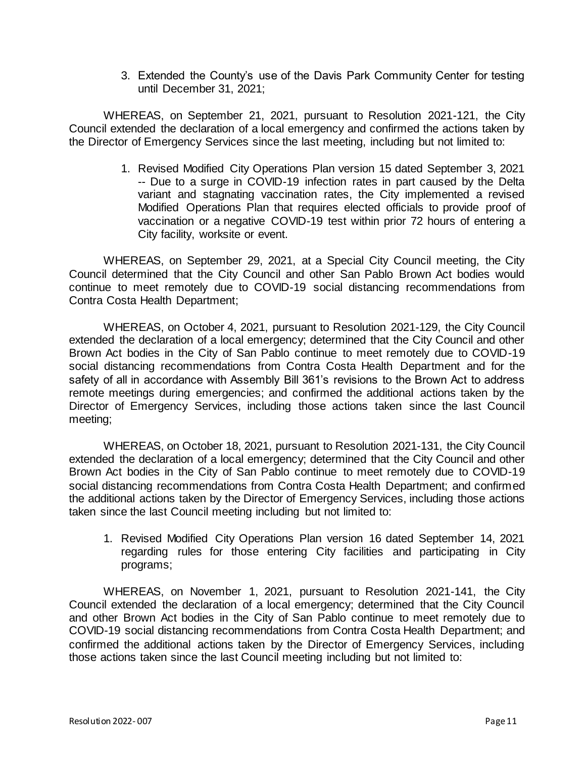3. Extended the County's use of the Davis Park Community Center for testing until December 31, 2021;

WHEREAS, on September 21, 2021, pursuant to Resolution 2021-121, the City Council extended the declaration of a local emergency and confirmed the actions taken by the Director of Emergency Services since the last meeting, including but not limited to:

1. Revised Modified City Operations Plan version 15 dated September 3, 2021 -- Due to a surge in COVID-19 infection rates in part caused by the Delta variant and stagnating vaccination rates, the City implemented a revised Modified Operations Plan that requires elected officials to provide proof of vaccination or a negative COVID-19 test within prior 72 hours of entering a City facility, worksite or event.

WHEREAS, on September 29, 2021, at a Special City Council meeting, the City Council determined that the City Council and other San Pablo Brown Act bodies would continue to meet remotely due to COVID-19 social distancing recommendations from Contra Costa Health Department;

WHEREAS, on October 4, 2021, pursuant to Resolution 2021-129, the City Council extended the declaration of a local emergency; determined that the City Council and other Brown Act bodies in the City of San Pablo continue to meet remotely due to COVID-19 social distancing recommendations from Contra Costa Health Department and for the safety of all in accordance with Assembly Bill 361's revisions to the Brown Act to address remote meetings during emergencies; and confirmed the additional actions taken by the Director of Emergency Services, including those actions taken since the last Council meeting;

WHEREAS, on October 18, 2021, pursuant to Resolution 2021-131, the City Council extended the declaration of a local emergency; determined that the City Council and other Brown Act bodies in the City of San Pablo continue to meet remotely due to COVID-19 social distancing recommendations from Contra Costa Health Department; and confirmed the additional actions taken by the Director of Emergency Services, including those actions taken since the last Council meeting including but not limited to:

1. Revised Modified City Operations Plan version 16 dated September 14, 2021 regarding rules for those entering City facilities and participating in City programs;

WHEREAS, on November 1, 2021, pursuant to Resolution 2021-141, the City Council extended the declaration of a local emergency; determined that the City Council and other Brown Act bodies in the City of San Pablo continue to meet remotely due to COVID-19 social distancing recommendations from Contra Costa Health Department; and confirmed the additional actions taken by the Director of Emergency Services, including those actions taken since the last Council meeting including but not limited to: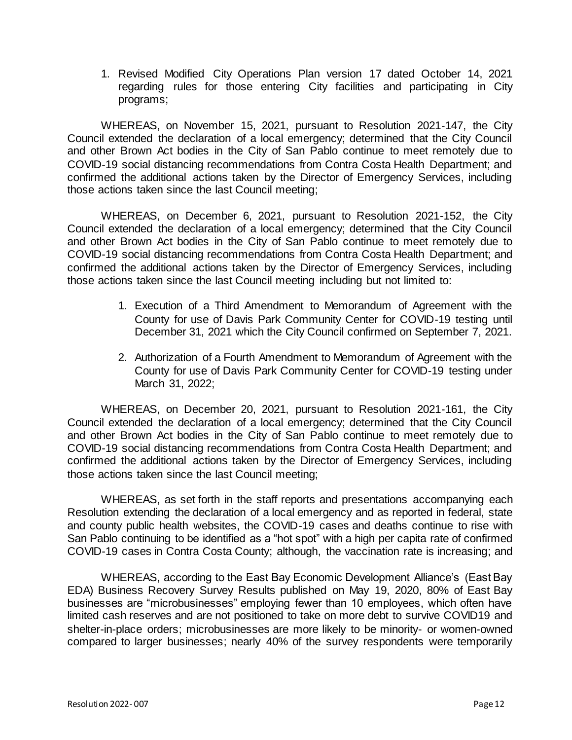1. Revised Modified City Operations Plan version 17 dated October 14, 2021 regarding rules for those entering City facilities and participating in City programs;

WHEREAS, on November 15, 2021, pursuant to Resolution 2021-147, the City Council extended the declaration of a local emergency; determined that the City Council and other Brown Act bodies in the City of San Pablo continue to meet remotely due to COVID-19 social distancing recommendations from Contra Costa Health Department; and confirmed the additional actions taken by the Director of Emergency Services, including those actions taken since the last Council meeting;

WHEREAS, on December 6, 2021, pursuant to Resolution 2021-152, the City Council extended the declaration of a local emergency; determined that the City Council and other Brown Act bodies in the City of San Pablo continue to meet remotely due to COVID-19 social distancing recommendations from Contra Costa Health Department; and confirmed the additional actions taken by the Director of Emergency Services, including those actions taken since the last Council meeting including but not limited to:

1. Execution of a Third Amendment to Memorandum of Agreement with the County for use of Davis Park Community Center for COVID-19 testing until December 31, 2021 which the City Council confirmed on September 7, 2021.
2. Authorization of a Fourth Amendment to Memorandum of Agreement with the County for use of Davis Park Community Center for COVID-19 testing under March 31, 2022;

WHEREAS, on December 20, 2021, pursuant to Resolution 2021-161, the City Council extended the declaration of a local emergency; determined that the City Council and other Brown Act bodies in the City of San Pablo continue to meet remotely due to COVID-19 social distancing recommendations from Contra Costa Health Department; and confirmed the additional actions taken by the Director of Emergency Services, including those actions taken since the last Council meeting;

WHEREAS, as set forth in the staff reports and presentations accompanying each Resolution extending the declaration of a local emergency and as reported in federal, state and county public health websites, the COVID-19 cases and deaths continue to rise with San Pablo continuing to be identified as a "hot spot" with a high per capita rate of confirmed COVID-19 cases in Contra Costa County; although, the vaccination rate is increasing; and

WHEREAS, according to the East Bay Economic Development Alliance's (East Bay EDA) Business Recovery Survey Results published on May 19, 2020, 80% of East Bay businesses are "microbusinesses" employing fewer than 10 employees, which often have limited cash reserves and are not positioned to take on more debt to survive COVID19 and shelter-in-place orders; microbusinesses are more likely to be minority- or women-owned compared to larger businesses; nearly 40% of the survey respondents were temporarily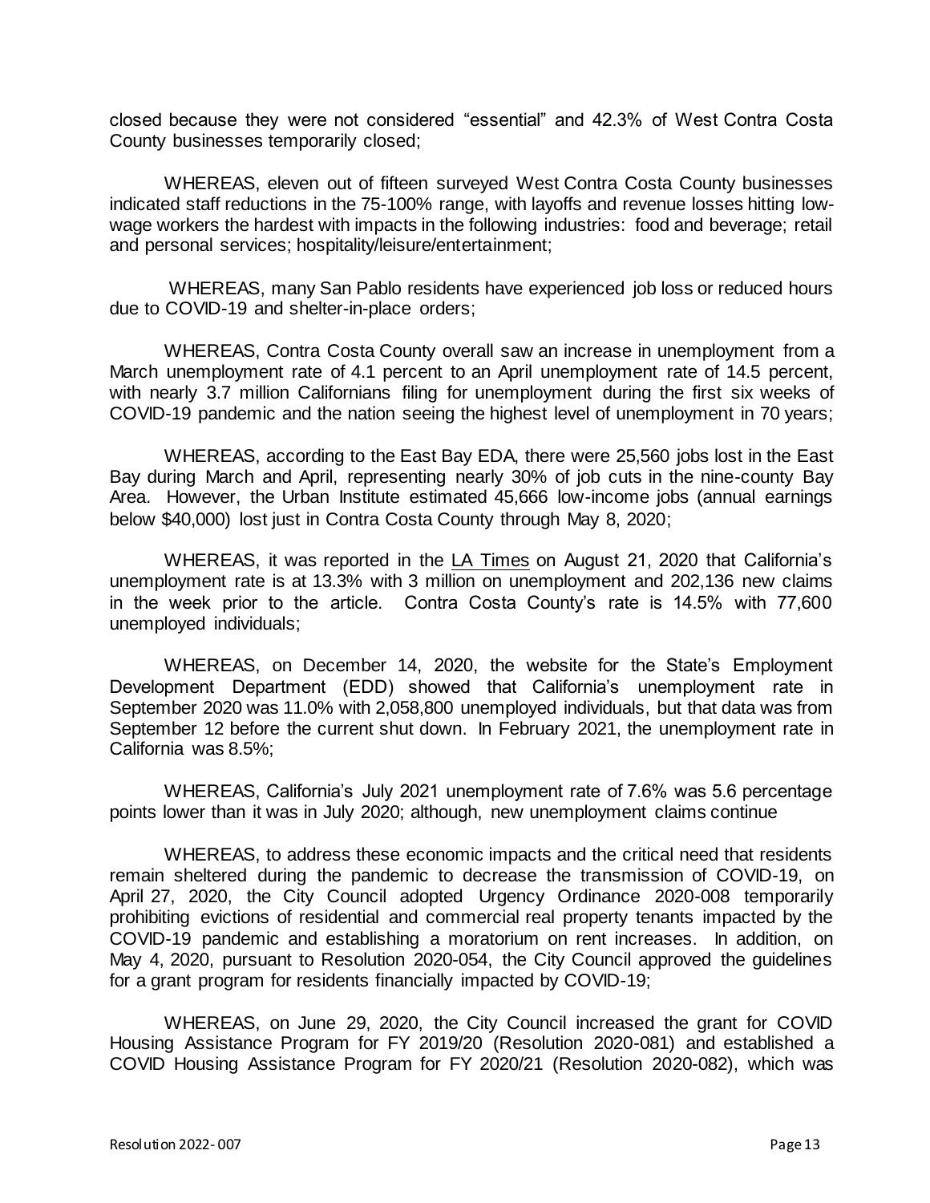closed because they were not considered "essential" and 42.3% of West Contra Costa County businesses temporarily closed;

WHEREAS, eleven out of fifteen surveyed West Contra Costa County businesses indicated staff reductions in the 75-100% range, with layoffs and revenue losses hitting low-wage workers the hardest with impacts in the following industries: food and beverage; retail and personal services; hospitality/leisure/entertainment;

WHEREAS, many San Pablo residents have experienced job loss or reduced hours due to COVID-19 and shelter-in-place orders;

WHEREAS, Contra Costa County overall saw an increase in unemployment from a March unemployment rate of 4.1 percent to an April unemployment rate of 14.5 percent, with nearly 3.7 million Californians filing for unemployment during the first six weeks of COVID-19 pandemic and the nation seeing the highest level of unemployment in 70 years;

WHEREAS, according to the East Bay EDA, there were 25,560 jobs lost in the East Bay during March and April, representing nearly 30% of job cuts in the nine-county Bay Area. However, the Urban Institute estimated 45,666 low-income jobs (annual earnings below $40,000) lost just in Contra Costa County through May 8, 2020;

WHEREAS, it was reported in the LA Times on August 21, 2020 that California's unemployment rate is at 13.3% with 3 million on unemployment and 202,136 new claims in the week prior to the article. Contra Costa County's rate is 14.5% with 77,600 unemployed individuals;

WHEREAS, on December 14, 2020, the website for the State's Employment Development Department (EDD) showed that California's unemployment rate in September 2020 was 11.0% with 2,058,800 unemployed individuals, but that data was from September 12 before the current shut down. In February 2021, the unemployment rate in California was 8.5%;

WHEREAS, California's July 2021 unemployment rate of 7.6% was 5.6 percentage points lower than it was in July 2020; although, new unemployment claims continue

WHEREAS, to address these economic impacts and the critical need that residents remain sheltered during the pandemic to decrease the transmission of COVID-19, on April 27, 2020, the City Council adopted Urgency Ordinance 2020-008 temporarily prohibiting evictions of residential and commercial real property tenants impacted by the COVID-19 pandemic and establishing a moratorium on rent increases. In addition, on May 4, 2020, pursuant to Resolution 2020-054, the City Council approved the guidelines for a grant program for residents financially impacted by COVID-19;

WHEREAS, on June 29, 2020, the City Council increased the grant for COVID Housing Assistance Program for FY 2019/20 (Resolution 2020-081) and established a COVID Housing Assistance Program for FY 2020/21 (Resolution 2020-082), which was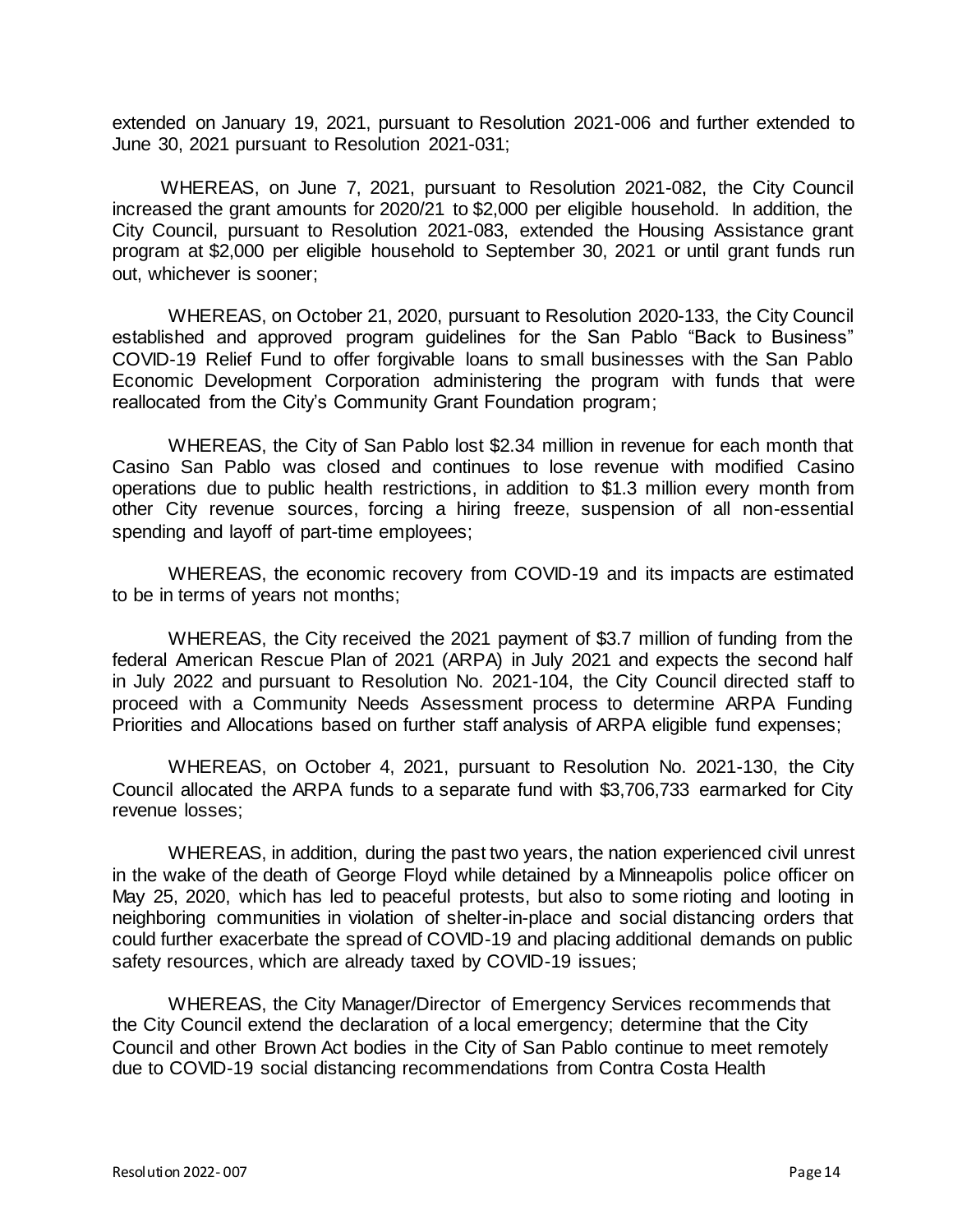extended on January 19, 2021, pursuant to Resolution 2021-006 and further extended to June 30, 2021 pursuant to Resolution 2021-031;

WHEREAS, on June 7, 2021, pursuant to Resolution 2021-082, the City Council increased the grant amounts for 2020/21 to $2,000 per eligible household. In addition, the City Council, pursuant to Resolution 2021-083, extended the Housing Assistance grant program at $2,000 per eligible household to September 30, 2021 or until grant funds run out, whichever is sooner;

WHEREAS, on October 21, 2020, pursuant to Resolution 2020-133, the City Council established and approved program guidelines for the San Pablo "Back to Business" COVID-19 Relief Fund to offer forgivable loans to small businesses with the San Pablo Economic Development Corporation administering the program with funds that were reallocated from the City's Community Grant Foundation program;

WHEREAS, the City of San Pablo lost $2.34 million in revenue for each month that Casino San Pablo was closed and continues to lose revenue with modified Casino operations due to public health restrictions, in addition to $1.3 million every month from other City revenue sources, forcing a hiring freeze, suspension of all non-essential spending and layoff of part-time employees;

WHEREAS, the economic recovery from COVID-19 and its impacts are estimated to be in terms of years not months;

WHEREAS, the City received the 2021 payment of $3.7 million of funding from the federal American Rescue Plan of 2021 (ARPA) in July 2021 and expects the second half in July 2022 and pursuant to Resolution No. 2021-104, the City Council directed staff to proceed with a Community Needs Assessment process to determine ARPA Funding Priorities and Allocations based on further staff analysis of ARPA eligible fund expenses;

WHEREAS, on October 4, 2021, pursuant to Resolution No. 2021-130, the City Council allocated the ARPA funds to a separate fund with $3,706,733 earmarked for City revenue losses;

WHEREAS, in addition, during the past two years, the nation experienced civil unrest in the wake of the death of George Floyd while detained by a Minneapolis police officer on May 25, 2020, which has led to peaceful protests, but also to some rioting and looting in neighboring communities in violation of shelter-in-place and social distancing orders that could further exacerbate the spread of COVID-19 and placing additional demands on public safety resources, which are already taxed by COVID-19 issues;

WHEREAS, the City Manager/Director of Emergency Services recommends that the City Council extend the declaration of a local emergency; determine that the City Council and other Brown Act bodies in the City of San Pablo continue to meet remotely due to COVID-19 social distancing recommendations from Contra Costa Health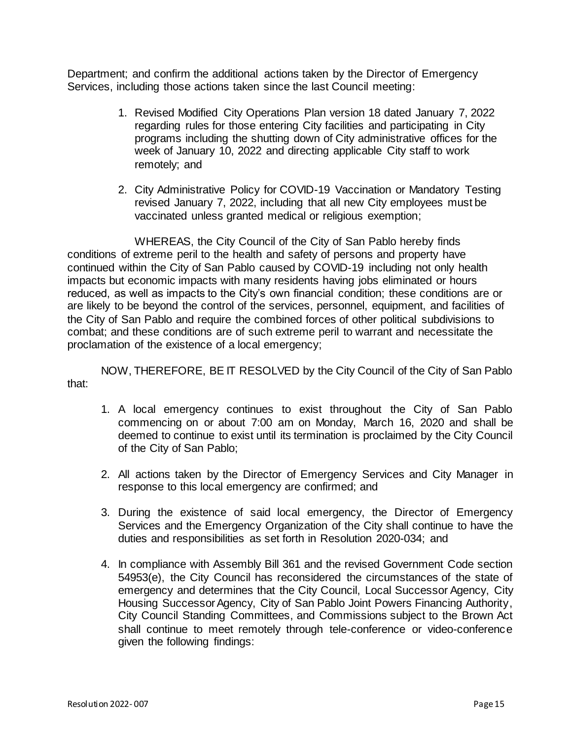Department; and confirm the additional actions taken by the Director of Emergency Services, including those actions taken since the last Council meeting:

1. Revised Modified City Operations Plan version 18 dated January 7, 2022 regarding rules for those entering City facilities and participating in City programs including the shutting down of City administrative offices for the week of January 10, 2022 and directing applicable City staff to work remotely; and

2. City Administrative Policy for COVID-19 Vaccination or Mandatory Testing revised January 7, 2022, including that all new City employees must be vaccinated unless granted medical or religious exemption;

WHEREAS, the City Council of the City of San Pablo hereby finds conditions of extreme peril to the health and safety of persons and property have continued within the City of San Pablo caused by COVID-19 including not only health impacts but economic impacts with many residents having jobs eliminated or hours reduced, as well as impacts to the City's own financial condition; these conditions are or are likely to be beyond the control of the services, personnel, equipment, and facilities of the City of San Pablo and require the combined forces of other political subdivisions to combat; and these conditions are of such extreme peril to warrant and necessitate the proclamation of the existence of a local emergency;

NOW, THEREFORE, BE IT RESOLVED by the City Council of the City of San Pablo that:

1. A local emergency continues to exist throughout the City of San Pablo commencing on or about 7:00 am on Monday, March 16, 2020 and shall be deemed to continue to exist until its termination is proclaimed by the City Council of the City of San Pablo;

2. All actions taken by the Director of Emergency Services and City Manager in response to this local emergency are confirmed; and

3. During the existence of said local emergency, the Director of Emergency Services and the Emergency Organization of the City shall continue to have the duties and responsibilities as set forth in Resolution 2020-034; and

4. In compliance with Assembly Bill 361 and the revised Government Code section 54953(e), the City Council has reconsidered the circumstances of the state of emergency and determines that the City Council, Local Successor Agency, City Housing Successor Agency, City of San Pablo Joint Powers Financing Authority, City Council Standing Committees, and Commissions subject to the Brown Act shall continue to meet remotely through tele-conference or video-conference given the following findings: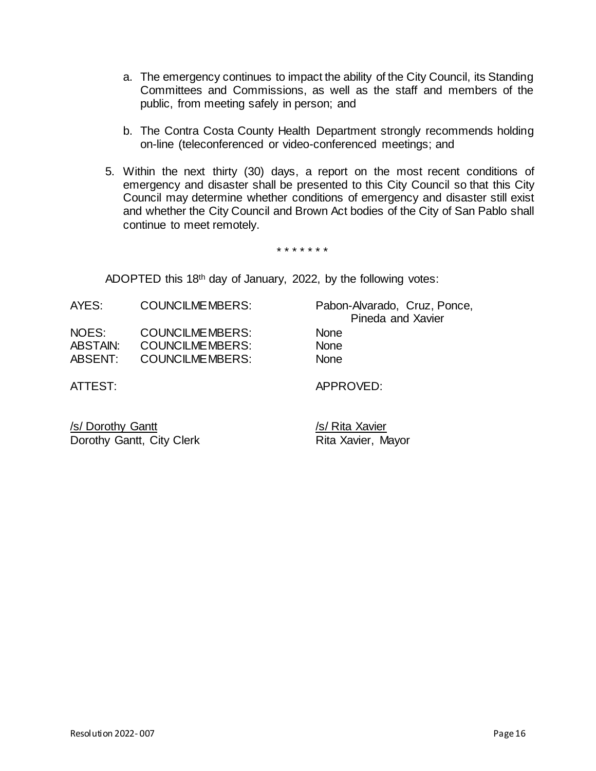a. The emergency continues to impact the ability of the City Council, its Standing Committees and Commissions, as well as the staff and members of the public, from meeting safely in person; and

b. The Contra Costa County Health Department strongly recommends holding on-line (teleconferenced or video-conferenced meetings; and

5. Within the next thirty (30) days, a report on the most recent conditions of emergency and disaster shall be presented to this City Council so that this City Council may determine whether conditions of emergency and disaster still exist and whether the City Council and Brown Act bodies of the City of San Pablo shall continue to meet remotely.

\* \* \* \* \* \* \*

ADOPTED this 18th day of January, 2022, by the following votes:

| | | |
|---|---|---|
| AYES: | COUNCILMEMBERS: | Pabon-Alvarado, Cruz, Ponce, Pineda and Xavier |
| NOES: | COUNCILMEMBERS: | None |
| ABSTAIN: | COUNCILMEMBERS: | None |
| ABSENT: | COUNCILMEMBERS: | None |

ATTEST: APPROVED:

/s/ Dorothy Gantt
Dorothy Gantt, City Clerk

/s/ Rita Xavier
Rita Xavier, Mayor